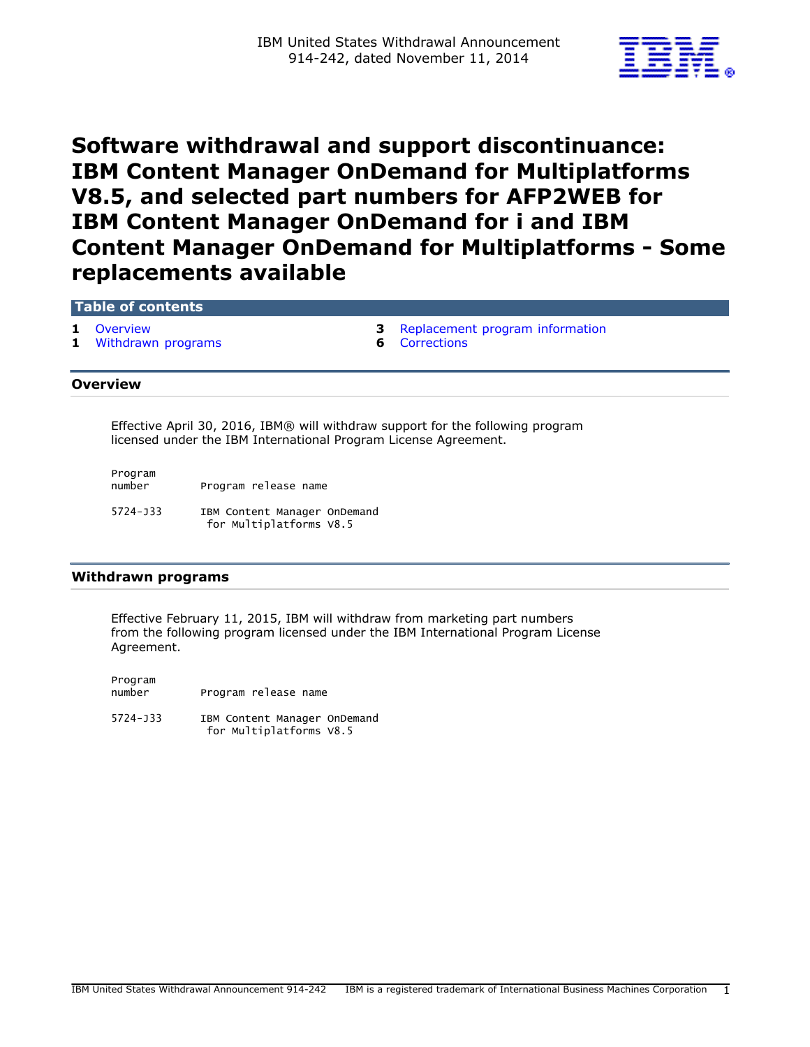IBM United States Withdrawal Announcement
914-242, dated November 11, 2014

# Software withdrawal and support discontinuance: IBM Content Manager OnDemand for Multiplatforms V8.5, and selected part numbers for AFP2WEB for IBM Content Manager OnDemand for i and IBM Content Manager OnDemand for Multiplatforms - Some replacements available

**Table of contents**

- 1 Overview
- 1 Withdrawn programs
- 3 Replacement program information
- 6 Corrections

## Overview

Effective April 30, 2016, IBM® will withdraw support for the following program licensed under the IBM International Program License Agreement.

| Program number | Program release name |
|---|---|
| 5724-J33 | IBM Content Manager OnDemand for Multiplatforms V8.5 |

## Withdrawn programs

Effective February 11, 2015, IBM will withdraw from marketing part numbers from the following program licensed under the IBM International Program License Agreement.

| Program number | Program release name |
|---|---|
| 5724-J33 | IBM Content Manager OnDemand for Multiplatforms V8.5 |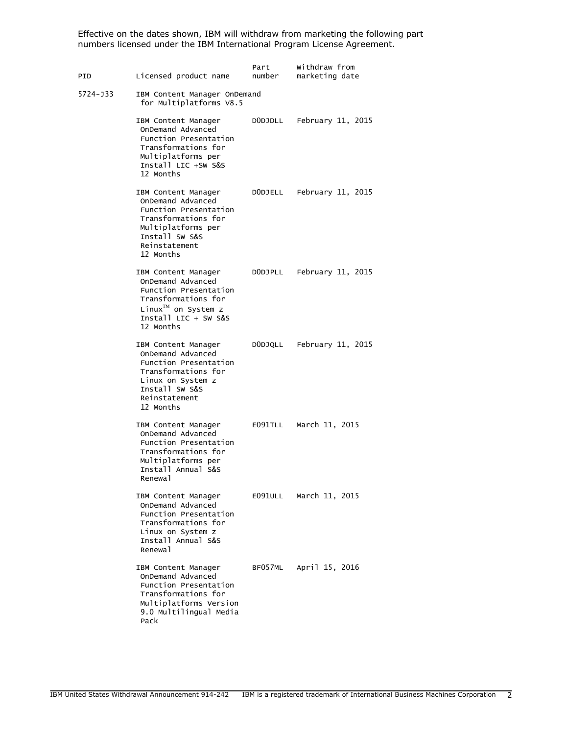Effective on the dates shown, IBM will withdraw from marketing the following part numbers licensed under the IBM International Program License Agreement.

| PID | Licensed product name | Part number | Withdraw from marketing date |
|---|---|---|---|
| 5724-J33 | IBM Content Manager OnDemand for Multiplatforms V8.5 | | |
| | IBM Content Manager OnDemand Advanced Function Presentation Transformations for Multiplatforms per Install LIC +SW S&S 12 Months | D0DJDLL | February 11, 2015 |
| | IBM Content Manager OnDemand Advanced Function Presentation Transformations for Multiplatforms per Install SW S&S Reinstatement 12 Months | D0DJELL | February 11, 2015 |
| | IBM Content Manager OnDemand Advanced Function Presentation Transformations for Linux™ on System z Install LIC + SW S&S 12 Months | D0DJPLL | February 11, 2015 |
| | IBM Content Manager OnDemand Advanced Function Presentation Transformations for Linux on System z Install SW S&S Reinstatement 12 Months | D0DJQLL | February 11, 2015 |
| | IBM Content Manager OnDemand Advanced Function Presentation Transformations for Multiplatforms per Install Annual S&S Renewal | E091TLL | March 11, 2015 |
| | IBM Content Manager OnDemand Advanced Function Presentation Transformations for Linux on System z Install Annual S&S Renewal | E091ULL | March 11, 2015 |
| | IBM Content Manager OnDemand Advanced Function Presentation Transformations for Multiplatforms Version 9.0 Multilingual Media Pack | BF057ML | April 15, 2016 |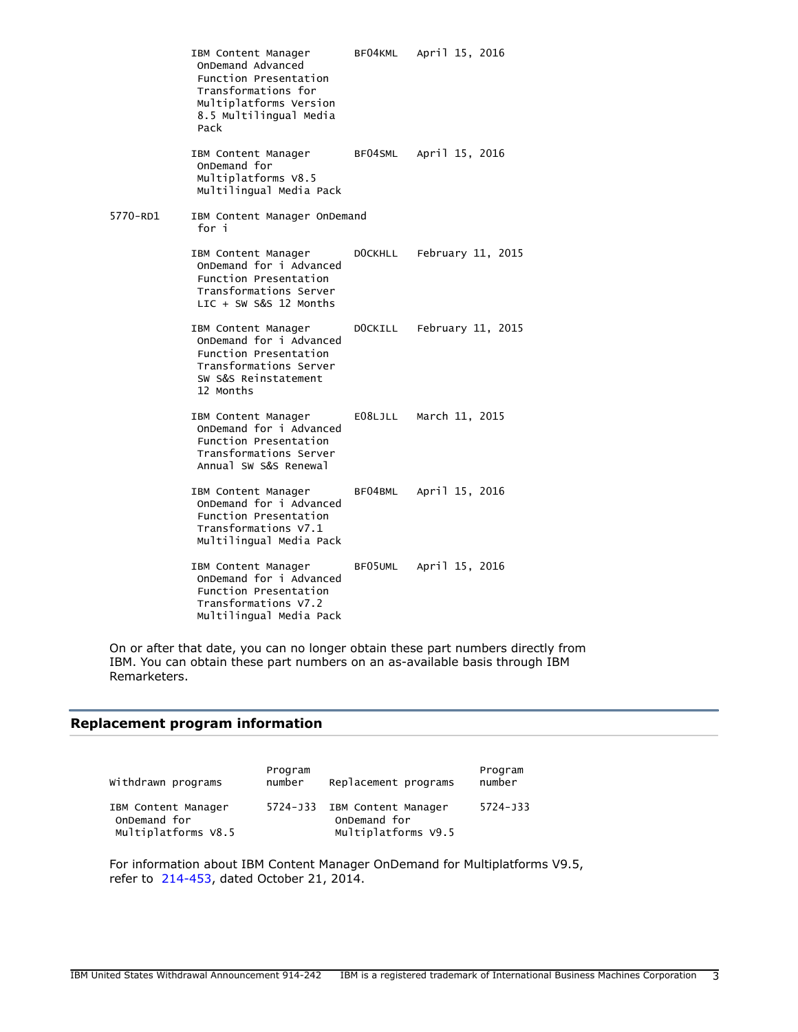| | | | |
|---|---|---|---|
| | IBM Content Manager OnDemand Advanced Function Presentation Transformations for Multiplatforms Version 8.5 Multilingual Media Pack | BF04KML | April 15, 2016 |
| | IBM Content Manager OnDemand for Multiplatforms V8.5 Multilingual Media Pack | BF04SML | April 15, 2016 |
| 5770-RD1 | IBM Content Manager OnDemand for i | | |
| | IBM Content Manager OnDemand for i Advanced Function Presentation Transformations Server LIC + SW S&S 12 Months | D0CKHLL | February 11, 2015 |
| | IBM Content Manager OnDemand for i Advanced Function Presentation Transformations Server SW S&S Reinstatement 12 Months | D0CKILL | February 11, 2015 |
| | IBM Content Manager OnDemand for i Advanced Function Presentation Transformations Server Annual SW S&S Renewal | E08LJLL | March 11, 2015 |
| | IBM Content Manager OnDemand for i Advanced Function Presentation Transformations V7.1 Multilingual Media Pack | BF04BML | April 15, 2016 |
| | IBM Content Manager OnDemand for i Advanced Function Presentation Transformations V7.2 Multilingual Media Pack | BF05UML | April 15, 2016 |

On or after that date, you can no longer obtain these part numbers directly from IBM. You can obtain these part numbers on an as-available basis through IBM Remarketers.

## Replacement program information

| Withdrawn programs | Program number | Replacement programs | Program number |
|---|---|---|---|
| IBM Content Manager OnDemand for Multiplatforms V8.5 | 5724-J33 | IBM Content Manager OnDemand for Multiplatforms V9.5 | 5724-J33 |

For information about IBM Content Manager OnDemand for Multiplatforms V9.5, refer to 214-453, dated October 21, 2014.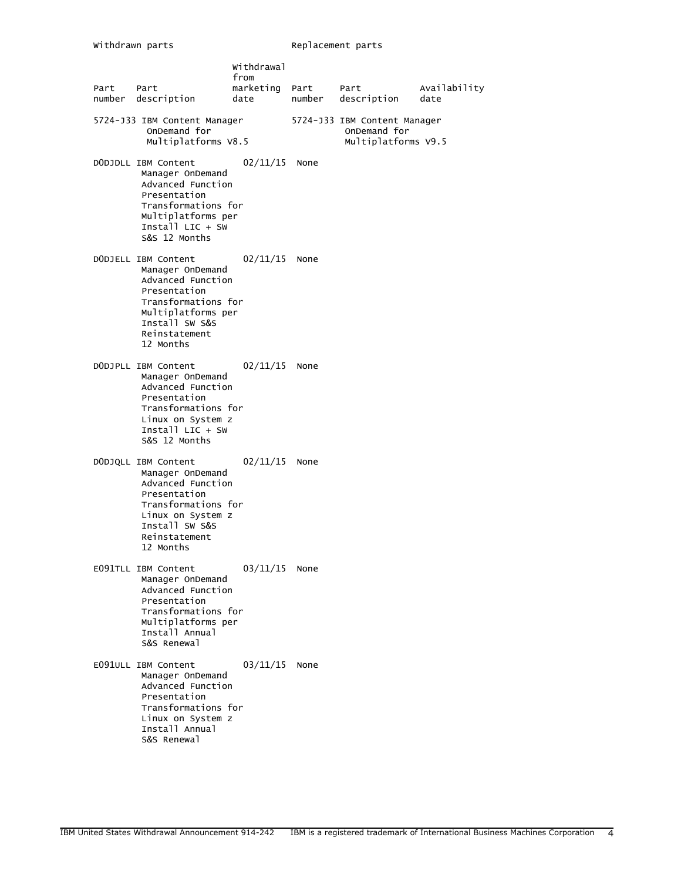| Withdrawn parts | | | Replacement parts | | |
|---|---|---|---|---|---|
| Part number | Part description | Withdrawal from marketing date | Part number | Part description | Availability date |
| 5724-J33 | IBM Content Manager OnDemand for Multiplatforms V8.5 | | 5724-J33 | IBM Content Manager OnDemand for Multiplatforms V9.5 | |
| D0DJDLL | IBM Content Manager OnDemand Advanced Function Presentation Transformations for Multiplatforms per Install LIC + SW S&S 12 Months | 02/11/15 | None | | |
| D0DJELL | IBM Content Manager OnDemand Advanced Function Presentation Transformations for Multiplatforms per Install SW S&S Reinstatement 12 Months | 02/11/15 | None | | |
| D0DJPLL | IBM Content Manager OnDemand Advanced Function Presentation Transformations for Linux on System z Install LIC + SW S&S 12 Months | 02/11/15 | None | | |
| D0DJQLL | IBM Content Manager OnDemand Advanced Function Presentation Transformations for Linux on System z Install SW S&S Reinstatement 12 Months | 02/11/15 | None | | |
| E091TLL | IBM Content Manager OnDemand Advanced Function Presentation Transformations for Multiplatforms per Install Annual S&S Renewal | 03/11/15 | None | | |
| E091ULL | IBM Content Manager OnDemand Advanced Function Presentation Transformations for Linux on System z Install Annual S&S Renewal | 03/11/15 | None | | |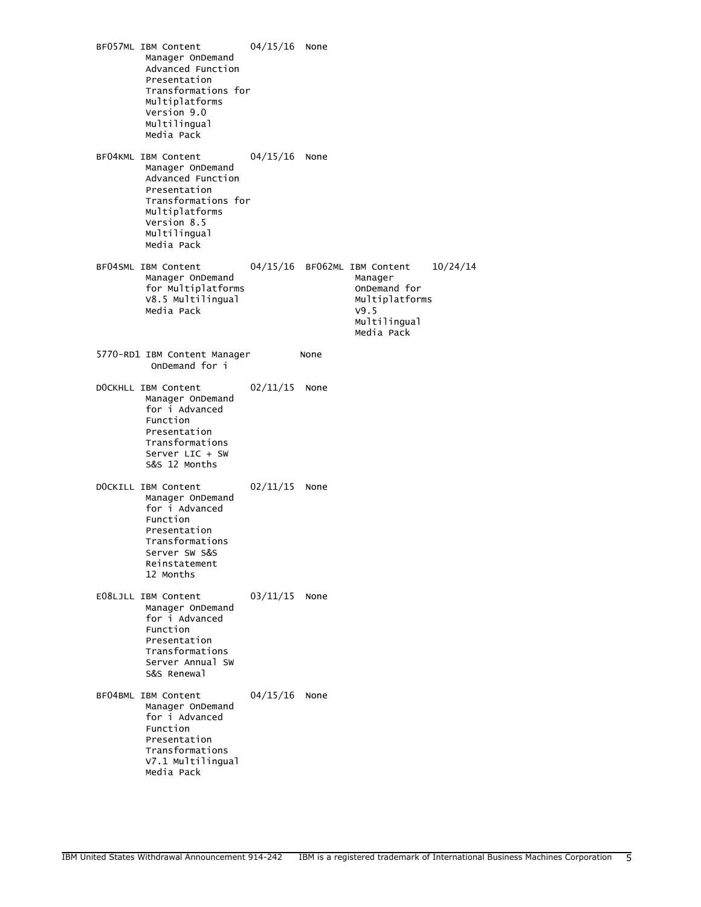| | | | | |
|---|---|---|---|---|
| BF057ML | IBM Content Manager OnDemand Advanced Function Presentation Transformations for Multiplatforms Version 9.0 Multilingual Media Pack | 04/15/16 | None | |
| BF04KML | IBM Content Manager OnDemand Advanced Function Presentation Transformations for Multiplatforms Version 8.5 Multilingual Media Pack | 04/15/16 | None | |
| BF04SML | IBM Content Manager OnDemand for Multiplatforms V8.5 Multilingual Media Pack | 04/15/16 | BF062ML IBM Content Manager OnDemand for Multiplatforms V9.5 Multilingual Media Pack | 10/24/14 |
| 5770-RD1 | IBM Content Manager OnDemand for i | | None | |
| D0CKHLL | IBM Content Manager OnDemand for i Advanced Function Presentation Transformations Server LIC + SW S&S 12 Months | 02/11/15 | None | |
| D0CKILL | IBM Content Manager OnDemand for i Advanced Function Presentation Transformations Server SW S&S Reinstatement 12 Months | 02/11/15 | None | |
| E08LJLL | IBM Content Manager OnDemand for i Advanced Function Presentation Transformations Server Annual SW S&S Renewal | 03/11/15 | None | |
| BF04BML | IBM Content Manager OnDemand for i Advanced Function Presentation Transformations V7.1 Multilingual Media Pack | 04/15/16 | None | |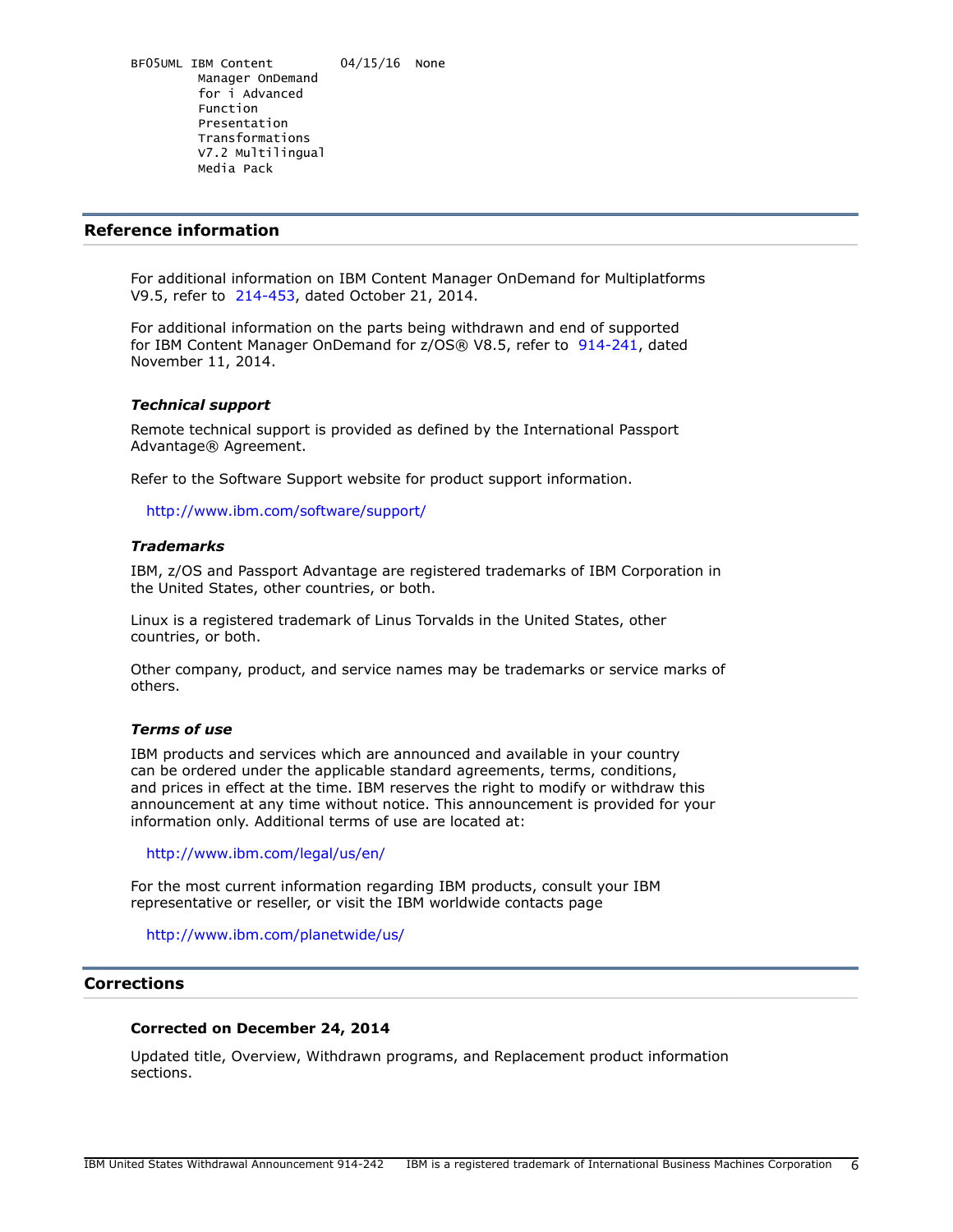```
BF05UML IBM Content         04/15/16  None
         Manager OnDemand
         for i Advanced
         Function
         Presentation
         Transformations
         V7.2 Multilingual
         Media Pack
```

## Reference information

For additional information on IBM Content Manager OnDemand for Multiplatforms V9.5, refer to 214-453, dated October 21, 2014.

For additional information on the parts being withdrawn and end of supported for IBM Content Manager OnDemand for z/OS® V8.5, refer to 914-241, dated November 11, 2014.

### *Technical support*

Remote technical support is provided as defined by the International Passport Advantage® Agreement.

Refer to the Software Support website for product support information.

http://www.ibm.com/software/support/

### *Trademarks*

IBM, z/OS and Passport Advantage are registered trademarks of IBM Corporation in the United States, other countries, or both.

Linux is a registered trademark of Linus Torvalds in the United States, other countries, or both.

Other company, product, and service names may be trademarks or service marks of others.

### *Terms of use*

IBM products and services which are announced and available in your country can be ordered under the applicable standard agreements, terms, conditions, and prices in effect at the time. IBM reserves the right to modify or withdraw this announcement at any time without notice. This announcement is provided for your information only. Additional terms of use are located at:

http://www.ibm.com/legal/us/en/

For the most current information regarding IBM products, consult your IBM representative or reseller, or visit the IBM worldwide contacts page

http://www.ibm.com/planetwide/us/

## Corrections

### Corrected on December 24, 2014

Updated title, Overview, Withdrawn programs, and Replacement product information sections.